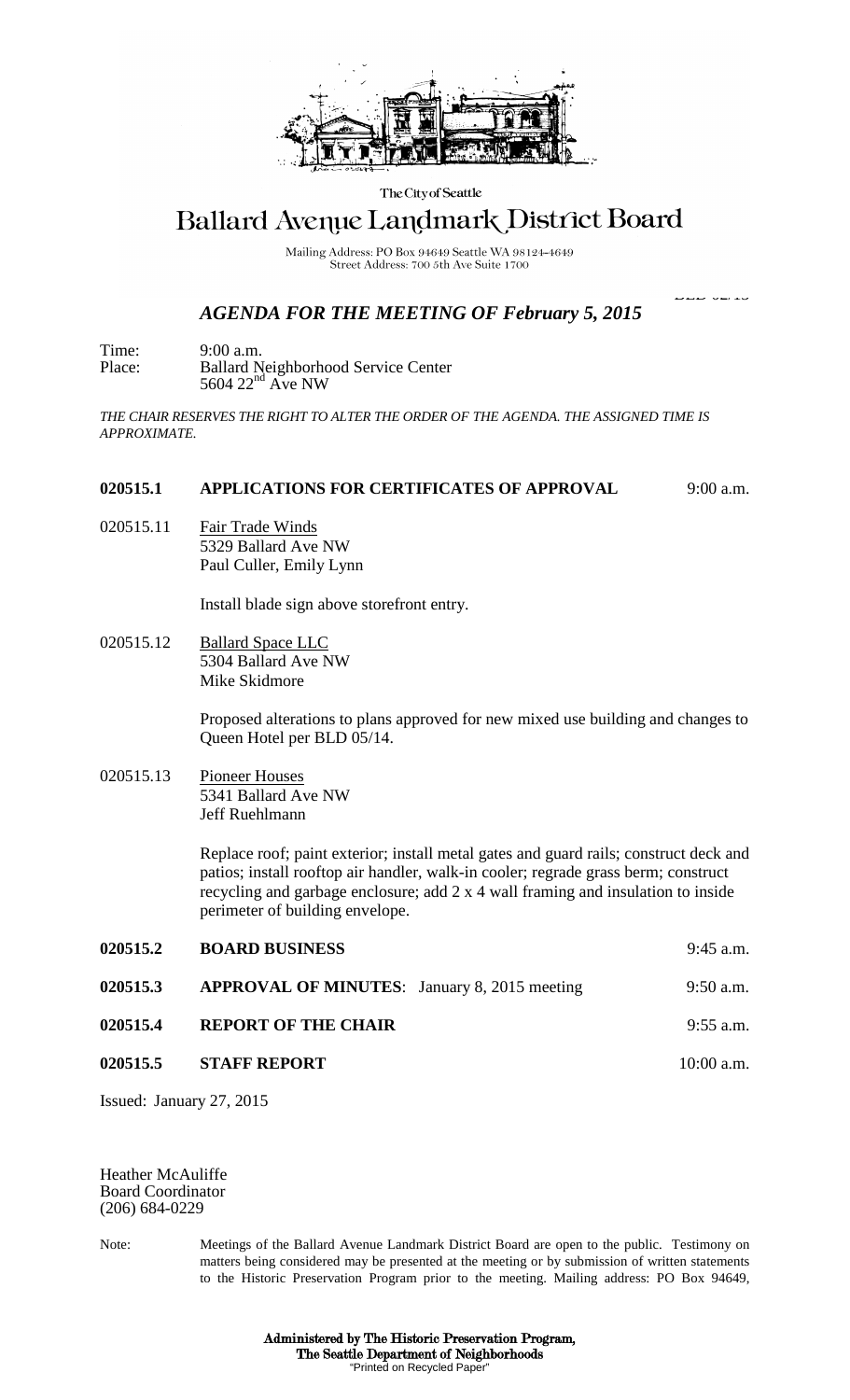The City of Seattle

# Ballard Avenue Landmark District Board

Mailing Address: PO Box 94649 Seattle WA 98124-4649
Street Address: 700 5th Ave Suite 1700

BLD 02/15

## *AGENDA FOR THE MEETING OF February 5, 2015*

Time: 9:00 a.m.
Place: Ballard Neighborhood Service Center
5604 22nd Ave NW

*THE CHAIR RESERVES THE RIGHT TO ALTER THE ORDER OF THE AGENDA. THE ASSIGNED TIME IS APPROXIMATE.*

**020515.1 APPLICATIONS FOR CERTIFICATES OF APPROVAL** 9:00 a.m.

020515.11 Fair Trade Winds
5329 Ballard Ave NW
Paul Culler, Emily Lynn

Install blade sign above storefront entry.

020515.12 Ballard Space LLC
5304 Ballard Ave NW
Mike Skidmore

Proposed alterations to plans approved for new mixed use building and changes to Queen Hotel per BLD 05/14.

020515.13 Pioneer Houses
5341 Ballard Ave NW
Jeff Ruehlmann

Replace roof; paint exterior; install metal gates and guard rails; construct deck and patios; install rooftop air handler, walk-in cooler; regrade grass berm; construct recycling and garbage enclosure; add 2 x 4 wall framing and insulation to inside perimeter of building envelope.

**020515.2 BOARD BUSINESS** 9:45 a.m.

**020515.3 APPROVAL OF MINUTES**: January 8, 2015 meeting 9:50 a.m.

**020515.4 REPORT OF THE CHAIR** 9:55 a.m.

**020515.5 STAFF REPORT** 10:00 a.m.

Issued: January 27, 2015

Heather McAuliffe
Board Coordinator
(206) 684-0229

Note: Meetings of the Ballard Avenue Landmark District Board are open to the public. Testimony on matters being considered may be presented at the meeting or by submission of written statements to the Historic Preservation Program prior to the meeting. Mailing address: PO Box 94649,

**Administered by The Historic Preservation Program,**
**The Seattle Department of Neighborhoods**
"Printed on Recycled Paper"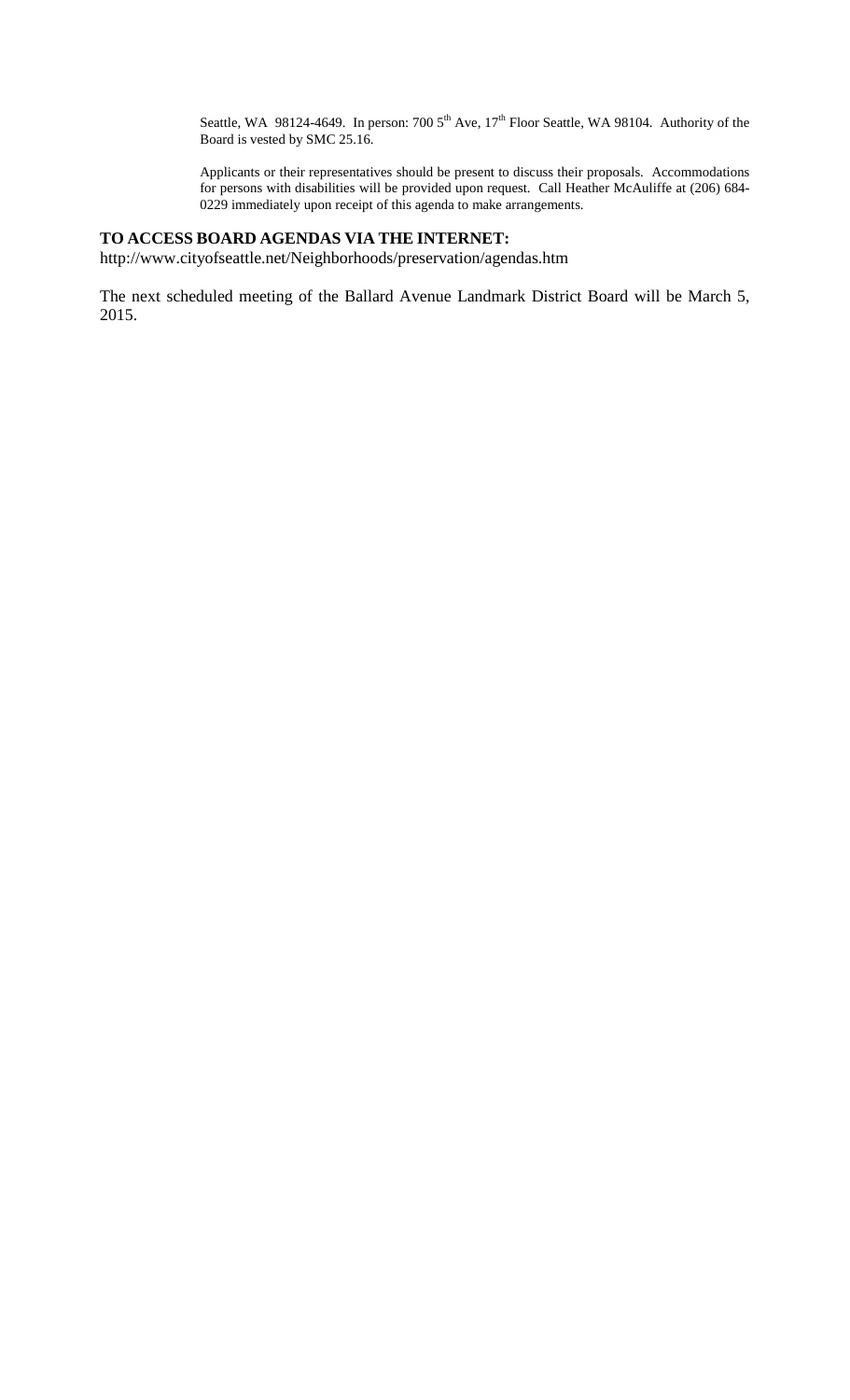Seattle, WA 98124-4649. In person: 700 5th Ave, 17th Floor Seattle, WA 98104. Authority of the Board is vested by SMC 25.16.

Applicants or their representatives should be present to discuss their proposals. Accommodations for persons with disabilities will be provided upon request. Call Heather McAuliffe at (206) 684-0229 immediately upon receipt of this agenda to make arrangements.

**TO ACCESS BOARD AGENDAS VIA THE INTERNET:**

http://www.cityofseattle.net/Neighborhoods/preservation/agendas.htm

The next scheduled meeting of the Ballard Avenue Landmark District Board will be March 5, 2015.